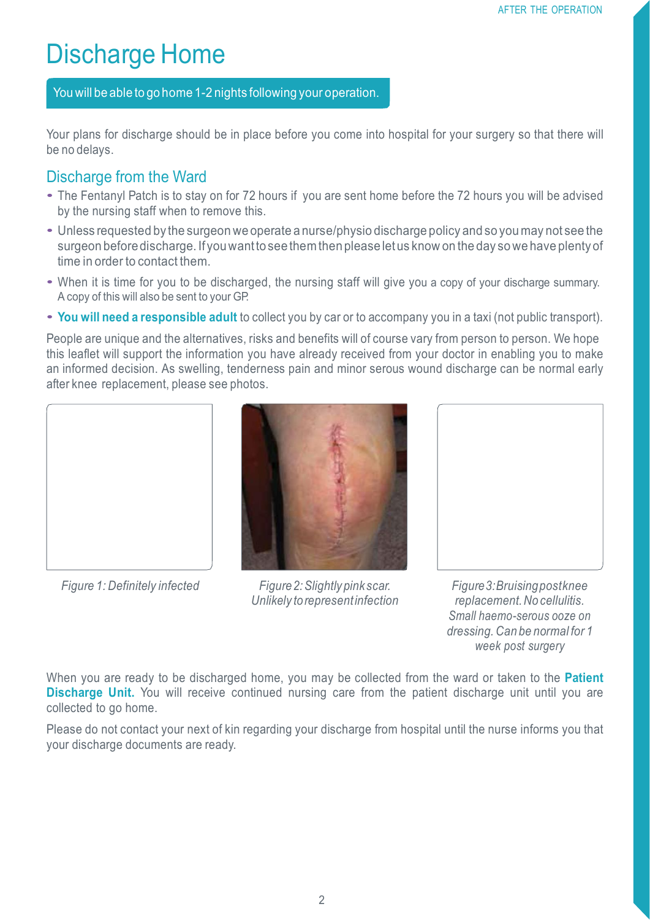# Discharge Home

You will be able to go home 1-2 nights following your operation.

Your plans for discharge should be in place before you come into hospital for your surgery so that there will be no delays.

## Discharge from the Ward

- The Fentanyl Patch is to stay on for 72 hours if you are sent home before the 72 hours you will be advised by the nursing staff when to remove this.
- Unless requested by the surgeon we operate a nurse/physio discharge policy and so you may not see the surgeon before discharge. If you want to see them then please let us know on the day so we have plenty of time in order to contact them.
- When it is time for you to be discharged, the nursing staff will give you a copy of your discharge summary. A copy of this will also be sent to your GP.
- **You will need a responsible adult** to collect you by car or to accompany you in a taxi (not public transport).

People are unique and the alternatives, risks and benefits will of course vary from person to person. We hope this leaflet will support the information you have already received from your doctor in enabling you to make an informed decision. As swelling, tenderness pain and minor serous wound discharge can be normal early after knee replacement, please see photos.

*Figure 1: Definitely infected*

*Figure 2: Slightly pink scar. Unlikely to represent infection*

*Figure 3: Bruising post knee replacement. No cellulitis. Small haemo-serous ooze on dressing. Can be normal for 1 week post surgery*

When you are ready to be discharged home, you may be collected from the ward or taken to the **Patient Discharge Unit.** You will receive continued nursing care from the patient discharge unit until you are collected to go home.

Please do not contact your next of kin regarding your discharge from hospital until the nurse informs you that your discharge documents are ready.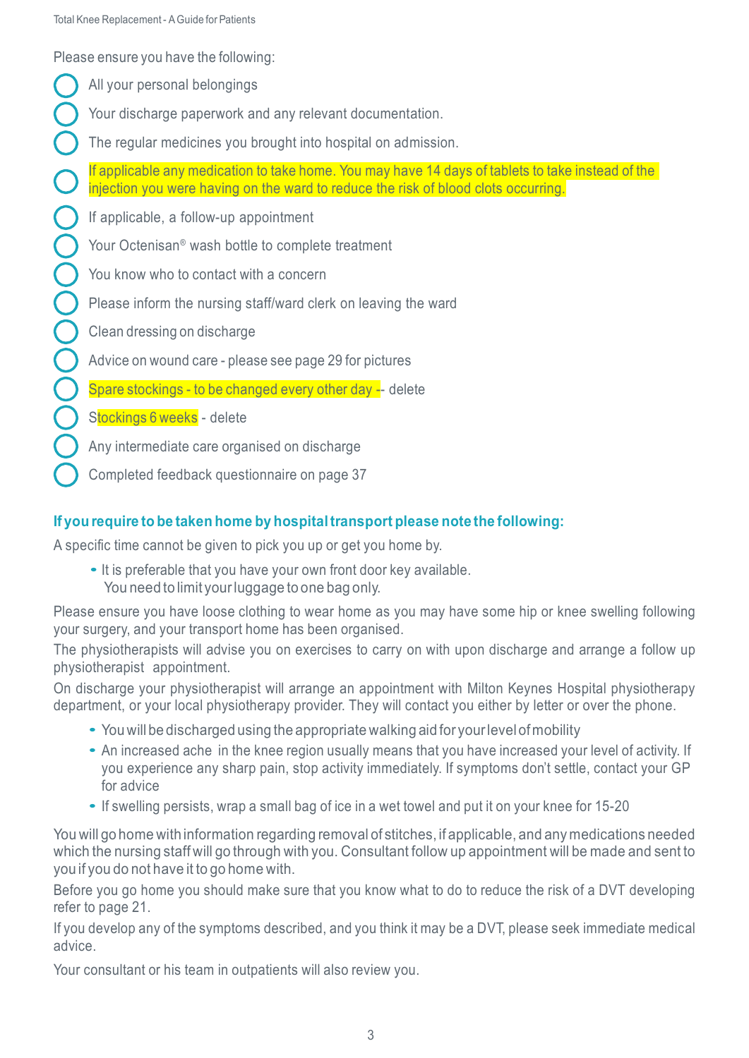Please ensure you have the following:

- All your personal belongings
- Your discharge paperwork and any relevant documentation.
- The regular medicines you brought into hospital on admission.
- If applicable any medication to take home. You may have 14 days of tablets to take instead of the injection you were having on the ward to reduce the risk of blood clots occurring.
- If applicable, a follow-up appointment
- Your Octenisan® wash bottle to complete treatment
- You know who to contact with a concern
- Please inform the nursing staff/ward clerk on leaving the ward
- Clean dressing on discharge
- Advice on wound care - please see page 29 for pictures
- Spare stockings - to be changed every other day -- delete
- Stockings 6 weeks - delete
- Any intermediate care organised on discharge
- Completed feedback questionnaire on page 37

### If you require to be taken home by hospital transport please note the following:

A specific time cannot be given to pick you up or get you home by.

- It is preferable that you have your own front door key available.
  You need to limit your luggage to one bag only.

Please ensure you have loose clothing to wear home as you may have some hip or knee swelling following your surgery, and your transport home has been organised.

The physiotherapists will advise you on exercises to carry on with upon discharge and arrange a follow up physiotherapist appointment.

On discharge your physiotherapist will arrange an appointment with Milton Keynes Hospital physiotherapy department, or your local physiotherapy provider. They will contact you either by letter or over the phone.

- You will be discharged using the appropriate walking aid for your level of mobility
- An increased ache in the knee region usually means that you have increased your level of activity. If you experience any sharp pain, stop activity immediately. If symptoms don't settle, contact your GP for advice
- If swelling persists, wrap a small bag of ice in a wet towel and put it on your knee for 15-20

You will go home with information regarding removal of stitches, if applicable, and any medications needed which the nursing staff will go through with you. Consultant follow up appointment will be made and sent to you if you do not have it to go home with.

Before you go home you should make sure that you know what to do to reduce the risk of a DVT developing refer to page 21.

If you develop any of the symptoms described, and you think it may be a DVT, please seek immediate medical advice.

Your consultant or his team in outpatients will also review you.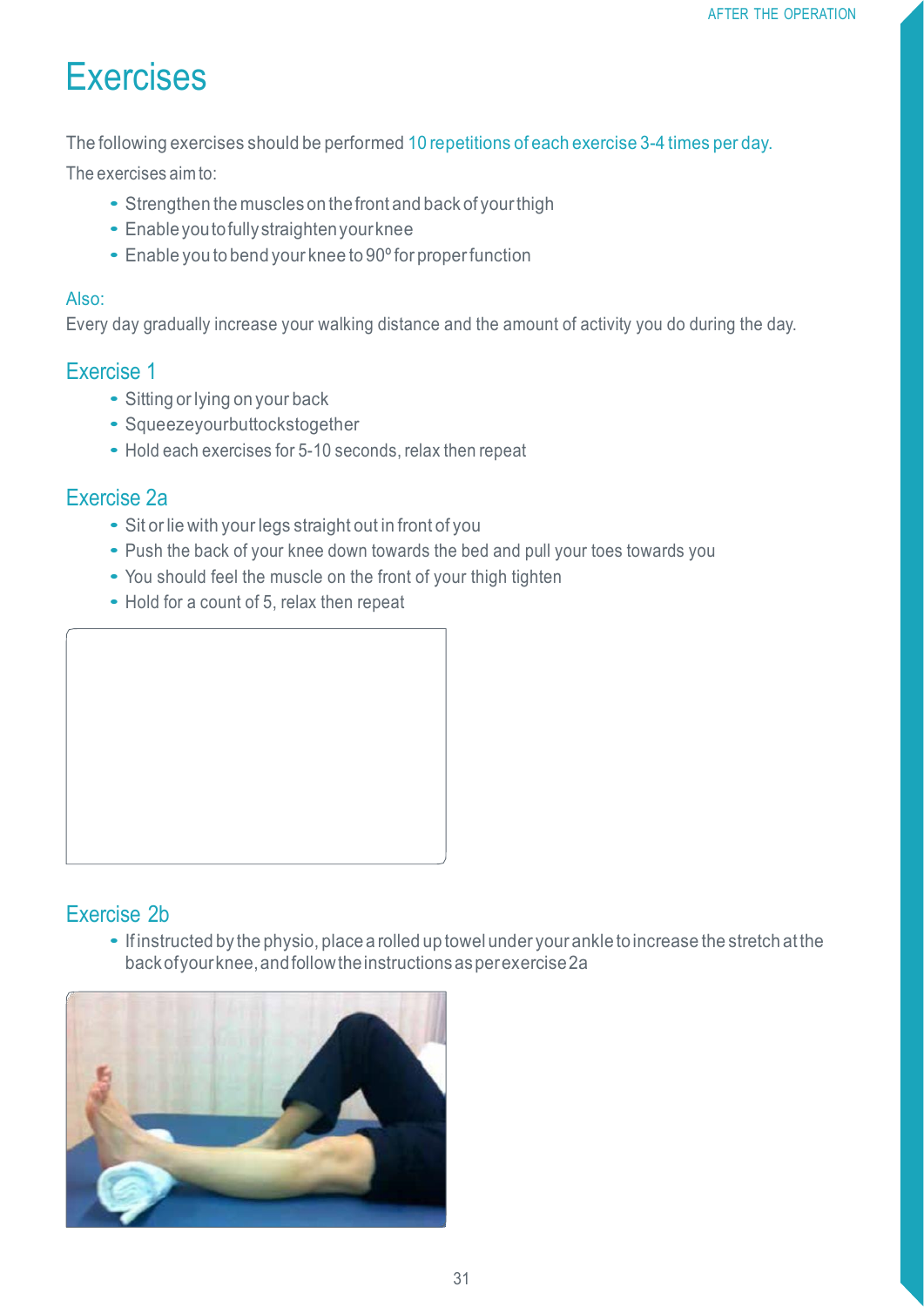# Exercises

The following exercises should be performed 10 repetitions of each exercise 3-4 times per day.

The exercises aim to:

- Strengthen the muscles on the front and back of your thigh
- Enable you to fully straighten your knee
- Enable you to bend your knee to 90º for proper function

Also:

Every day gradually increase your walking distance and the amount of activity you do during the day.

## Exercise 1

- Sitting or lying on your back
- Squeeze your buttocks together
- Hold each exercises for 5-10 seconds, relax then repeat

## Exercise 2a

- Sit or lie with your legs straight out in front of you
- Push the back of your knee down towards the bed and pull your toes towards you
- You should feel the muscle on the front of your thigh tighten
- Hold for a count of 5, relax then repeat

## Exercise 2b

- If instructed by the physio, place a rolled up towel under your ankle to increase the stretch at the back of your knee, and follow the instructions as per exercise 2a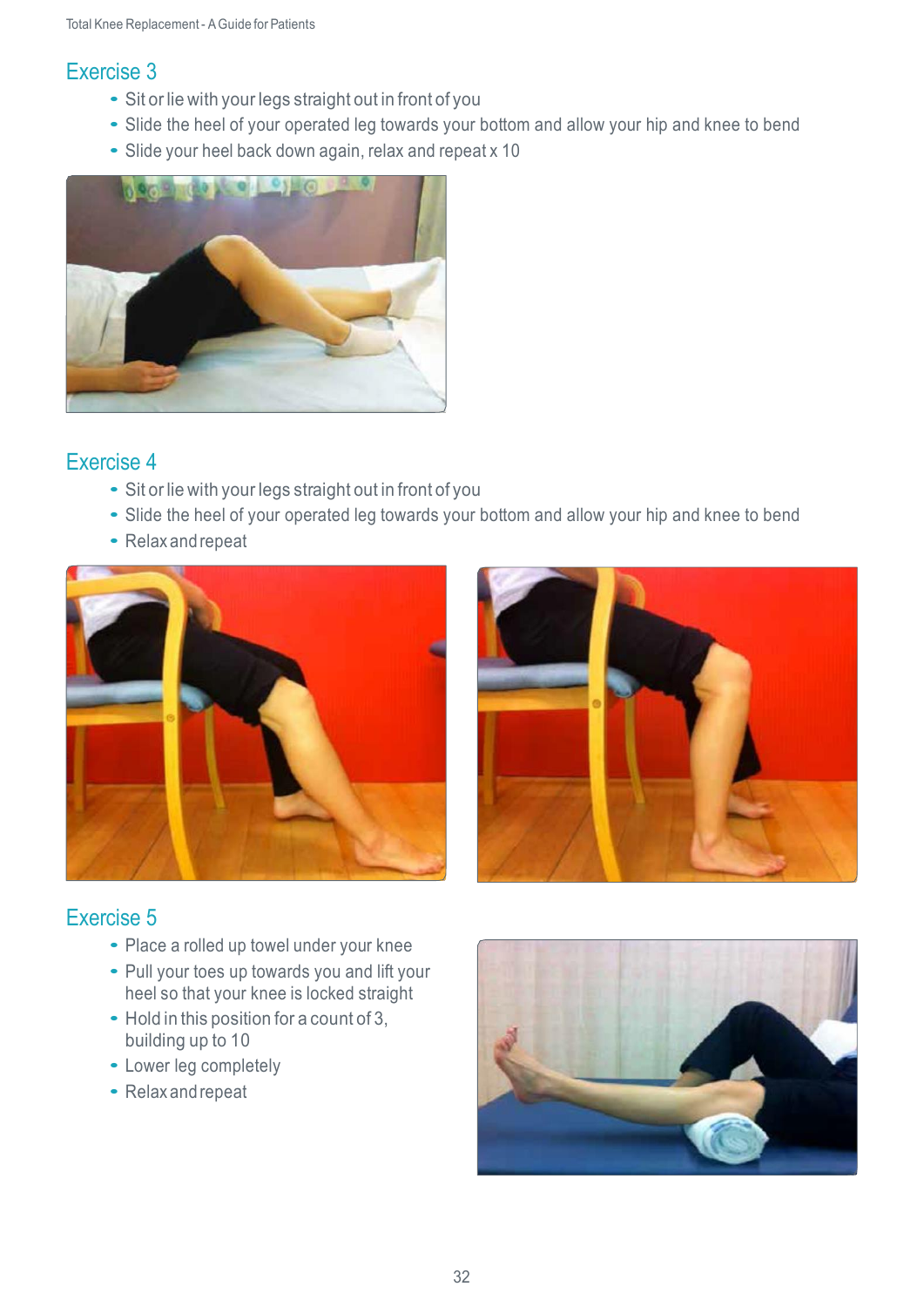## Exercise 3

- Sit or lie with your legs straight out in front of you
- Slide the heel of your operated leg towards your bottom and allow your hip and knee to bend
- Slide your heel back down again, relax and repeat x 10

## Exercise 4

- Sit or lie with your legs straight out in front of you
- Slide the heel of your operated leg towards your bottom and allow your hip and knee to bend
- Relax and repeat

## Exercise 5

- Place a rolled up towel under your knee
- Pull your toes up towards you and lift your heel so that your knee is locked straight
- Hold in this position for a count of 3, building up to 10
- Lower leg completely
- Relax and repeat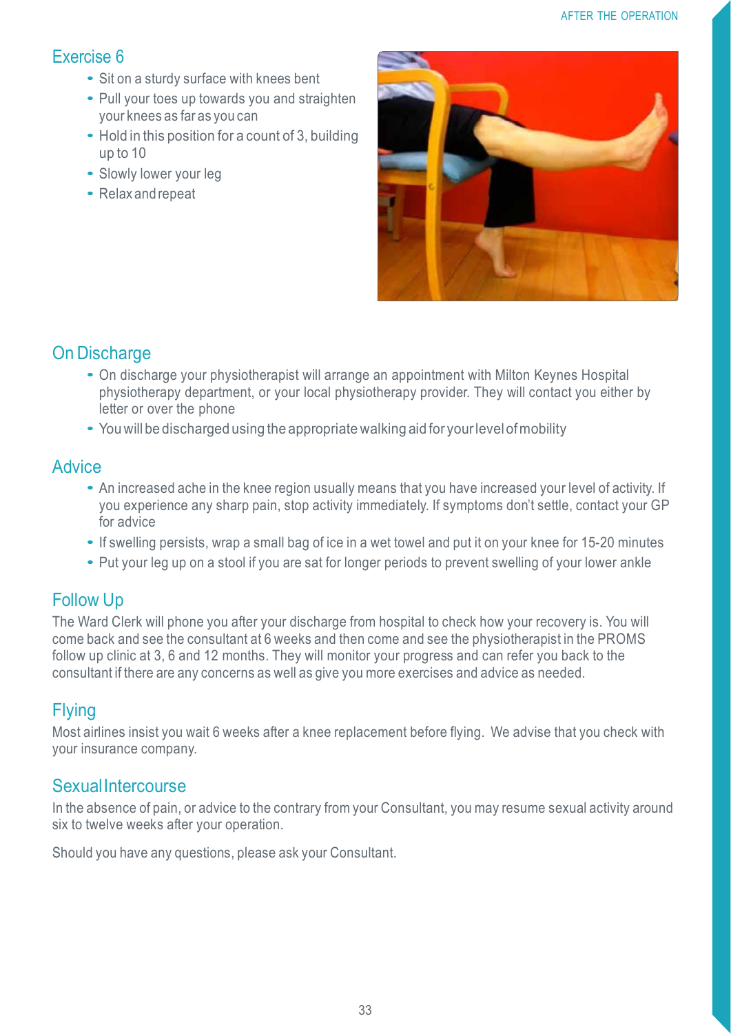## Exercise 6

- Sit on a sturdy surface with knees bent
- Pull your toes up towards you and straighten your knees as far as you can
- Hold in this position for a count of 3, building up to 10
- Slowly lower your leg
- Relax and repeat

## On Discharge

- On discharge your physiotherapist will arrange an appointment with Milton Keynes Hospital physiotherapy department, or your local physiotherapy provider. They will contact you either by letter or over the phone
- You will be discharged using the appropriate walking aid for your level of mobility

## Advice

- An increased ache in the knee region usually means that you have increased your level of activity. If you experience any sharp pain, stop activity immediately. If symptoms don't settle, contact your GP for advice
- If swelling persists, wrap a small bag of ice in a wet towel and put it on your knee for 15-20 minutes
- Put your leg up on a stool if you are sat for longer periods to prevent swelling of your lower ankle

## Follow Up

The Ward Clerk will phone you after your discharge from hospital to check how your recovery is. You will come back and see the consultant at 6 weeks and then come and see the physiotherapist in the PROMS follow up clinic at 3, 6 and 12 months. They will monitor your progress and can refer you back to the consultant if there are any concerns as well as give you more exercises and advice as needed.

## Flying

Most airlines insist you wait 6 weeks after a knee replacement before flying. We advise that you check with your insurance company.

## Sexual Intercourse

In the absence of pain, or advice to the contrary from your Consultant, you may resume sexual activity around six to twelve weeks after your operation.

Should you have any questions, please ask your Consultant.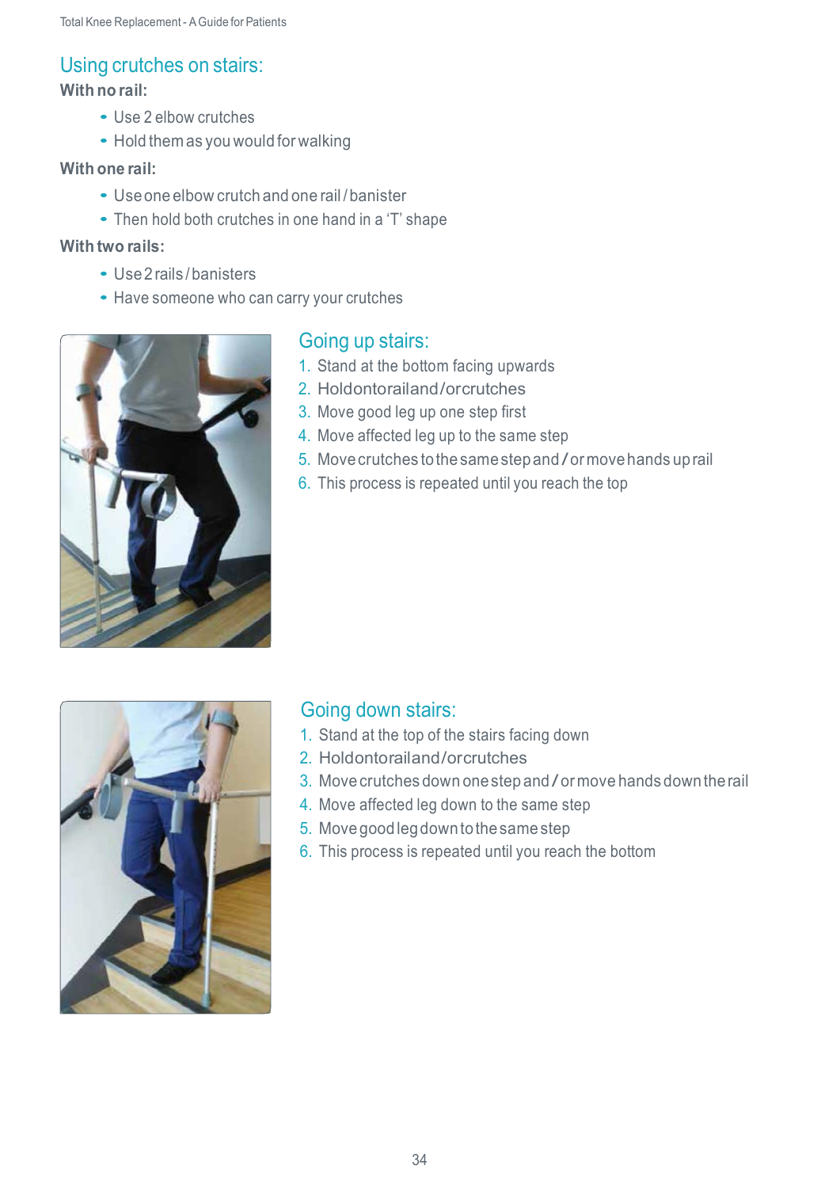## Using crutches on stairs:

**With no rail:**

- Use 2 elbow crutches
- Hold them as you would for walking

**With one rail:**

- Use one elbow crutch and one rail / banister
- Then hold both crutches in one hand in a 'T' shape

**With two rails:**

- Use 2 rails / banisters
- Have someone who can carry your crutches

## Going up stairs:

1. Stand at the bottom facing upwards
2. Hold onto rail and / or crutches
3. Move good leg up one step first
4. Move affected leg up to the same step
5. Move crutches to the same step and / or move hands up rail
6. This process is repeated until you reach the top

## Going down stairs:

1. Stand at the top of the stairs facing down
2. Hold onto rail and / or crutches
3. Move crutches down one step and / or move hands down the rail
4. Move affected leg down to the same step
5. Move good leg down to the same step
6. This process is repeated until you reach the bottom